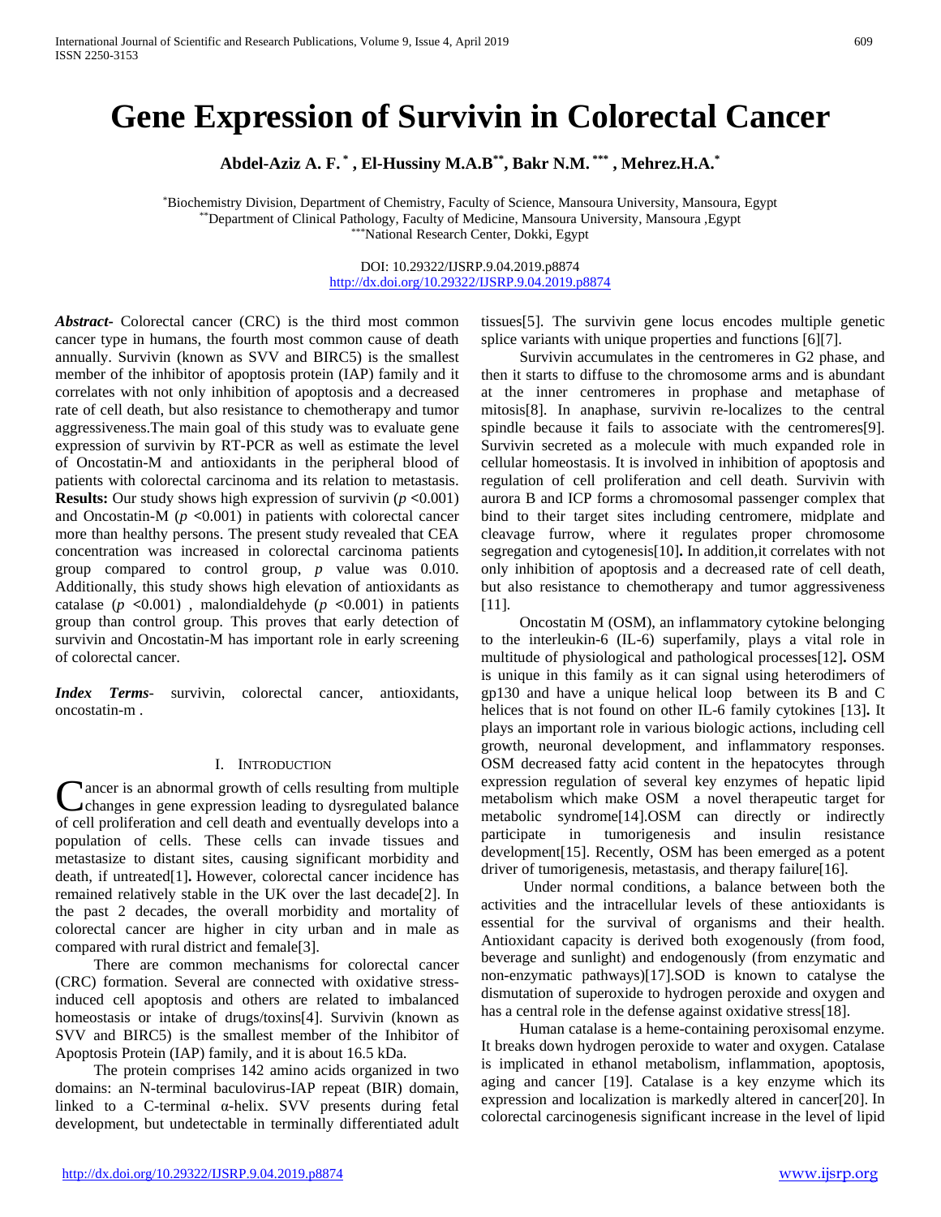# Gene Expression of Survivin in Colorectal Cancer

**Abdel-Aziz A. F.[*], El-Hussiny M.A.B[**], Bakr N.M.[***], Mehrez.H.A.[*]**

[*]Biochemistry Division, Department of Chemistry, Faculty of Science, Mansoura University, Mansoura, Egypt
[**]Department of Clinical Pathology, Faculty of Medicine, Mansoura University, Mansoura ,Egypt
[***]National Research Center, Dokki, Egypt

DOI: 10.29322/IJSRP.9.04.2019.p8874
http://dx.doi.org/10.29322/IJSRP.9.04.2019.p8874

***Abstract***- Colorectal cancer (CRC) is the third most common cancer type in humans, the fourth most common cause of death annually. Survivin (known as SVV and BIRC5) is the smallest member of the inhibitor of apoptosis protein (IAP) family and it correlates with not only inhibition of apoptosis and a decreased rate of cell death, but also resistance to chemotherapy and tumor aggressiveness.The main goal of this study was to evaluate gene expression of survivin by RT-PCR as well as estimate the level of Oncostatin-M and antioxidants in the peripheral blood of patients with colorectal carcinoma and its relation to metastasis. **Results:** Our study shows high expression of survivin ($p$ <0.001) and Oncostatin-M ($p$ <0.001) in patients with colorectal cancer more than healthy persons. The present study revealed that CEA concentration was increased in colorectal carcinoma patients group compared to control group, $p$ value was 0.010. Additionally, this study shows high elevation of antioxidants as catalase ($p$ <0.001) , malondialdehyde ($p$ <0.001) in patients group than control group. This proves that early detection of survivin and Oncostatin-M has important role in early screening of colorectal cancer.

***Index Terms***- survivin, colorectal cancer, antioxidants, oncostatin-m .

## I. Introduction

Cancer is an abnormal growth of cells resulting from multiple changes in gene expression leading to dysregulated balance of cell proliferation and cell death and eventually develops into a population of cells. These cells can invade tissues and metastasize to distant sites, causing significant morbidity and death, if untreated[1]. However, colorectal cancer incidence has remained relatively stable in the UK over the last decade[2]. In the past 2 decades, the overall morbidity and mortality of colorectal cancer are higher in city urban and in male as compared with rural district and female[3].

There are common mechanisms for colorectal cancer (CRC) formation. Several are connected with oxidative stress-induced cell apoptosis and others are related to imbalanced homeostasis or intake of drugs/toxins[4]. Survivin (known as SVV and BIRC5) is the smallest member of the Inhibitor of Apoptosis Protein (IAP) family, and it is about 16.5 kDa.

The protein comprises 142 amino acids organized in two domains: an N-terminal baculovirus-IAP repeat (BIR) domain, linked to a C-terminal α-helix. SVV presents during fetal development, but undetectable in terminally differentiated adult tissues[5]. The survivin gene locus encodes multiple genetic splice variants with unique properties and functions [6][7].

Survivin accumulates in the centromeres in G2 phase, and then it starts to diffuse to the chromosome arms and is abundant at the inner centromeres in prophase and metaphase of mitosis[8]. In anaphase, survivin re-localizes to the central spindle because it fails to associate with the centromeres[9]. Survivin secreted as a molecule with much expanded role in cellular homeostasis. It is involved in inhibition of apoptosis and regulation of cell proliferation and cell death. Survivin with aurora B and ICP forms a chromosomal passenger complex that bind to their target sites including centromere, midplate and cleavage furrow, where it regulates proper chromosome segregation and cytogenesis[10]. In addition,it correlates with not only inhibition of apoptosis and a decreased rate of cell death, but also resistance to chemotherapy and tumor aggressiveness [11].

Oncostatin M (OSM), an inflammatory cytokine belonging to the interleukin-6 (IL-6) superfamily, plays a vital role in multitude of physiological and pathological processes[12]. OSM is unique in this family as it can signal using heterodimers of gp130 and have a unique helical loop between its B and C helices that is not found on other IL-6 family cytokines [13]. It plays an important role in various biologic actions, including cell growth, neuronal development, and inflammatory responses. OSM decreased fatty acid content in the hepatocytes through expression regulation of several key enzymes of hepatic lipid metabolism which make OSM a novel therapeutic target for metabolic syndrome[14].OSM can directly or indirectly participate in tumorigenesis and insulin resistance development[15]. Recently, OSM has been emerged as a potent driver of tumorigenesis, metastasis, and therapy failure[16].

Under normal conditions, a balance between both the activities and the intracellular levels of these antioxidants is essential for the survival of organisms and their health. Antioxidant capacity is derived both exogenously (from food, beverage and sunlight) and endogenously (from enzymatic and non-enzymatic pathways)[17].SOD is known to catalyse the dismutation of superoxide to hydrogen peroxide and oxygen and has a central role in the defense against oxidative stress[18].

Human catalase is a heme-containing peroxisomal enzyme. It breaks down hydrogen peroxide to water and oxygen. Catalase is implicated in ethanol metabolism, inflammation, apoptosis, aging and cancer [19]. Catalase is a key enzyme which its expression and localization is markedly altered in cancer[20]. In colorectal carcinogenesis significant increase in the level of lipid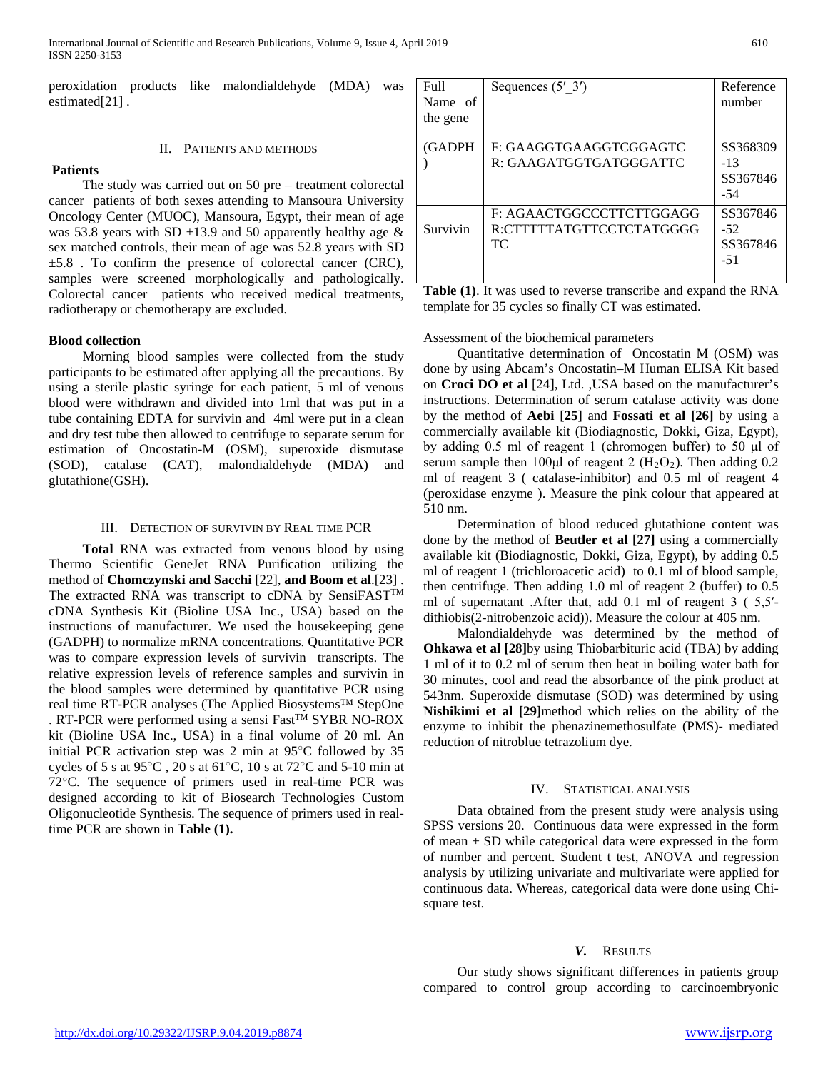peroxidation products like malondialdehyde (MDA) was estimated[21] .

## II. Patients and Methods

### Patients

The study was carried out on 50 pre – treatment colorectal cancer patients of both sexes attending to Mansoura University Oncology Center (MUOC), Mansoura, Egypt, their mean of age was 53.8 years with SD ±13.9 and 50 apparently healthy age & sex matched controls, their mean of age was 52.8 years with SD ±5.8 . To confirm the presence of colorectal cancer (CRC), samples were screened morphologically and pathologically. Colorectal cancer patients who received medical treatments, radiotherapy or chemotherapy are excluded.

### Blood collection

Morning blood samples were collected from the study participants to be estimated after applying all the precautions. By using a sterile plastic syringe for each patient, 5 ml of venous blood were withdrawn and divided into 1ml that was put in a tube containing EDTA for survivin and 4ml were put in a clean and dry test tube then allowed to centrifuge to separate serum for estimation of Oncostatin-M (OSM), superoxide dismutase (SOD), catalase (CAT), malondialdehyde (MDA) and glutathione(GSH).

## III. Detection of Survivin by Real time PCR

**Total** RNA was extracted from venous blood by using Thermo Scientific GeneJet RNA Purification utilizing the method of **Chomczynski and Sacchi** [22], **and Boom et al**.[23] . The extracted RNA was transcript to cDNA by SensiFAST™ cDNA Synthesis Kit (Bioline USA Inc., USA) based on the instructions of manufacturer. We used the housekeeping gene (GADPH) to normalize mRNA concentrations. Quantitative PCR was to compare expression levels of survivin transcripts. The relative expression levels of reference samples and survivin in the blood samples were determined by quantitative PCR using real time RT-PCR analyses (The Applied Biosystems™ StepOne . RT-PCR were performed using a sensi Fast™ SYBR NO-ROX kit (Bioline USA Inc., USA) in a final volume of 20 ml. An initial PCR activation step was 2 min at 95°C followed by 35 cycles of 5 s at 95°C , 20 s at 61°C, 10 s at 72°C and 5-10 min at 72°C. The sequence of primers used in real-time PCR was designed according to kit of Biosearch Technologies Custom Oligonucleotide Synthesis. The sequence of primers used in real-time PCR are shown in **Table (1).**

| Full Name of the gene | Sequences (5′_3′) | Reference number |
|---|---|---|
| (GADPH ) | F: GAAGGTGAAGGTCGGAGTC<br>R: GAAGATGGTGATGGGATTC | SS368309-13<br>SS367846-54 |
| Survivin | F: AGAACTGGCCCTTCTTGGAGG<br>R:CTTTTTATGTTCCTCTATGGGGTC | SS367846-52<br>SS367846-51 |

**Table (1)**. It was used to reverse transcribe and expand the RNA template for 35 cycles so finally CT was estimated.

Assessment of the biochemical parameters

Quantitative determination of Oncostatin M (OSM) was done by using Abcam's Oncostatin–M Human ELISA Kit based on **Croci DO et al** [24], Ltd. ,USA based on the manufacturer's instructions. Determination of serum catalase activity was done by the method of **Aebi [25]** and **Fossati et al [26]** by using a commercially available kit (Biodiagnostic, Dokki, Giza, Egypt), by adding 0.5 ml of reagent 1 (chromogen buffer) to 50 µl of serum sample then 100µl of reagent 2 ($H_2O_2$). Then adding 0.2 ml of reagent 3 ( catalase-inhibitor) and 0.5 ml of reagent 4 (peroxidase enzyme ). Measure the pink colour that appeared at 510 nm.

Determination of blood reduced glutathione content was done by the method of **Beutler et al [27]** using a commercially available kit (Biodiagnostic, Dokki, Giza, Egypt), by adding 0.5 ml of reagent 1 (trichloroacetic acid) to 0.1 ml of blood sample, then centrifuge. Then adding 1.0 ml of reagent 2 (buffer) to 0.5 ml of supernatant .After that, add 0.1 ml of reagent 3 ( 5,5′-dithiobis(2-nitrobenzoic acid)). Measure the colour at 405 nm.

Malondialdehyde was determined by the method of **Ohkawa et al [28]**by using Thiobarbituric acid (TBA) by adding 1 ml of it to 0.2 ml of serum then heat in boiling water bath for 30 minutes, cool and read the absorbance of the pink product at 543nm. Superoxide dismutase (SOD) was determined by using **Nishikimi et al [29]**method which relies on the ability of the enzyme to inhibit the phenazinemethosulfate (PMS)- mediated reduction of nitroblue tetrazolium dye.

## IV. Statistical analysis

Data obtained from the present study were analysis using SPSS versions 20. Continuous data were expressed in the form of mean ± SD while categorical data were expressed in the form of number and percent. Student t test, ANOVA and regression analysis by utilizing univariate and multivariate were applied for continuous data. Whereas, categorical data were done using Chi-square test.

## *V.* Results

Our study shows significant differences in patients group compared to control group according to carcinoembryonic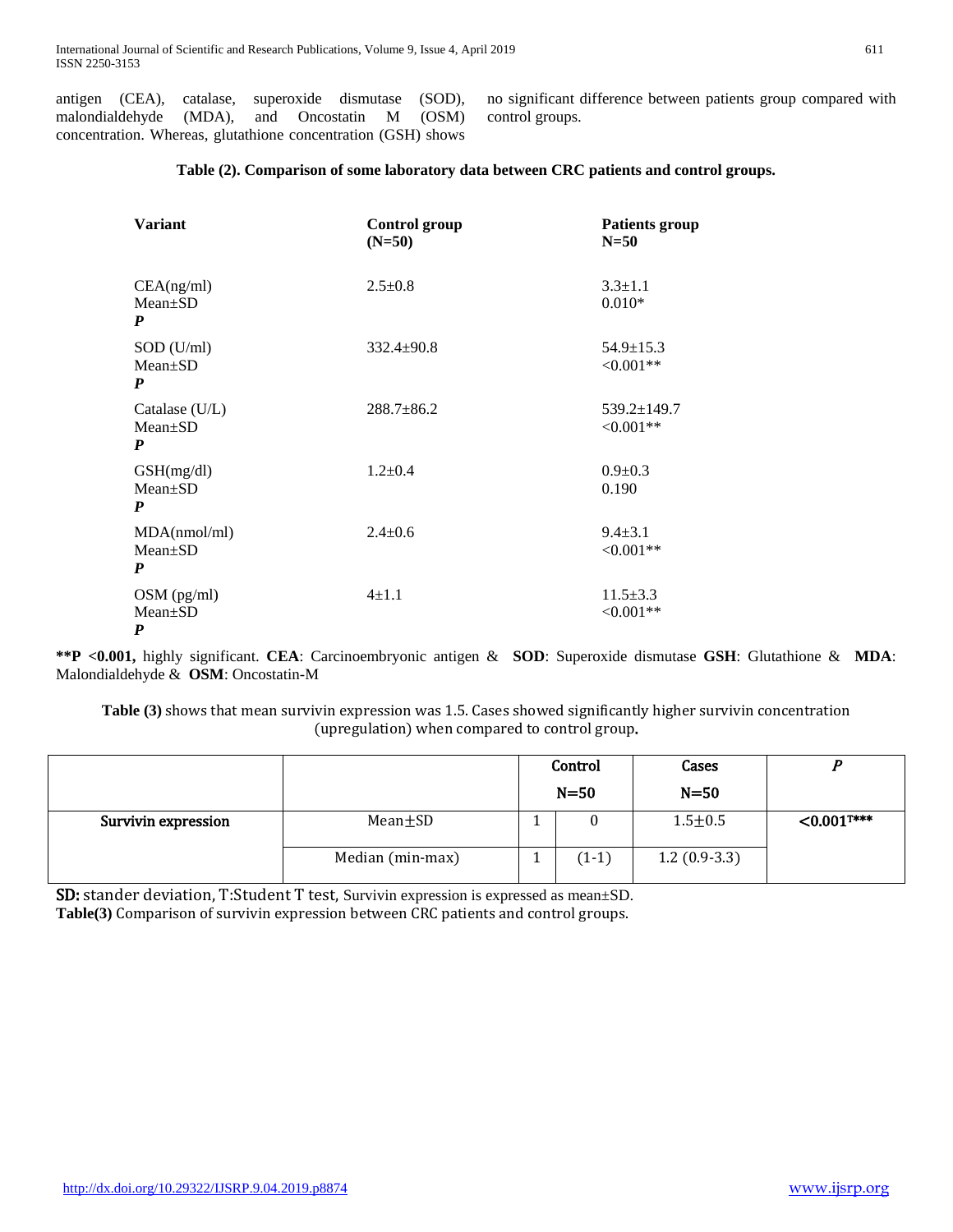antigen (CEA), catalase, superoxide dismutase (SOD), malondialdehyde (MDA), and Oncostatin M (OSM) concentration. Whereas, glutathione concentration (GSH) shows no significant difference between patients group compared with control groups.

**Table (2). Comparison of some laboratory data between CRC patients and control groups.**

| **Variant** | **Control group (N=50)** | **Patients group N=50** |
|---|---|---|
| CEA(ng/ml) Mean±SD | 2.5±0.8 | 3.3±1.1 |
| ***P*** | | 0.010* |
| SOD (U/ml) Mean±SD | 332.4±90.8 | 54.9±15.3 |
| ***P*** | | <0.001** |
| Catalase (U/L) Mean±SD | 288.7±86.2 | 539.2±149.7 |
| ***P*** | | <0.001** |
| GSH(mg/dl) Mean±SD | 1.2±0.4 | 0.9±0.3 |
| ***P*** | | 0.190 |
| MDA(nmol/ml) Mean±SD | 2.4±0.6 | 9.4±3.1 |
| ***P*** | | <0.001** |
| OSM (pg/ml) Mean±SD | 4±1.1 | 11.5±3.3 |
| ***P*** | | <0.001** |

**\*\*P <0.001,** highly significant. **CEA**: Carcinoembryonic antigen & **SOD**: Superoxide dismutase **GSH**: Glutathione & **MDA**: Malondialdehyde & **OSM**: Oncostatin-M

**Table (3)** shows that mean survivin expression was 1.5. Cases showed significantly higher survivin concentration (upregulation) when compared to control group.

| | | Control N=50 | | Cases N=50 | ***P*** |
|---|---|---|---|---|---|
| **Survivin expression** | Mean±SD | 1 | 0 | 1.5±0.5 | **<0.001T\*\*\*** |
| | Median (min-max) | 1 | (1-1) | 1.2 (0.9-3.3) | |

**SD:** stander deviation, T:Student T test, Survivin expression is expressed as mean±SD.
**Table(3)** Comparison of survivin expression between CRC patients and control groups.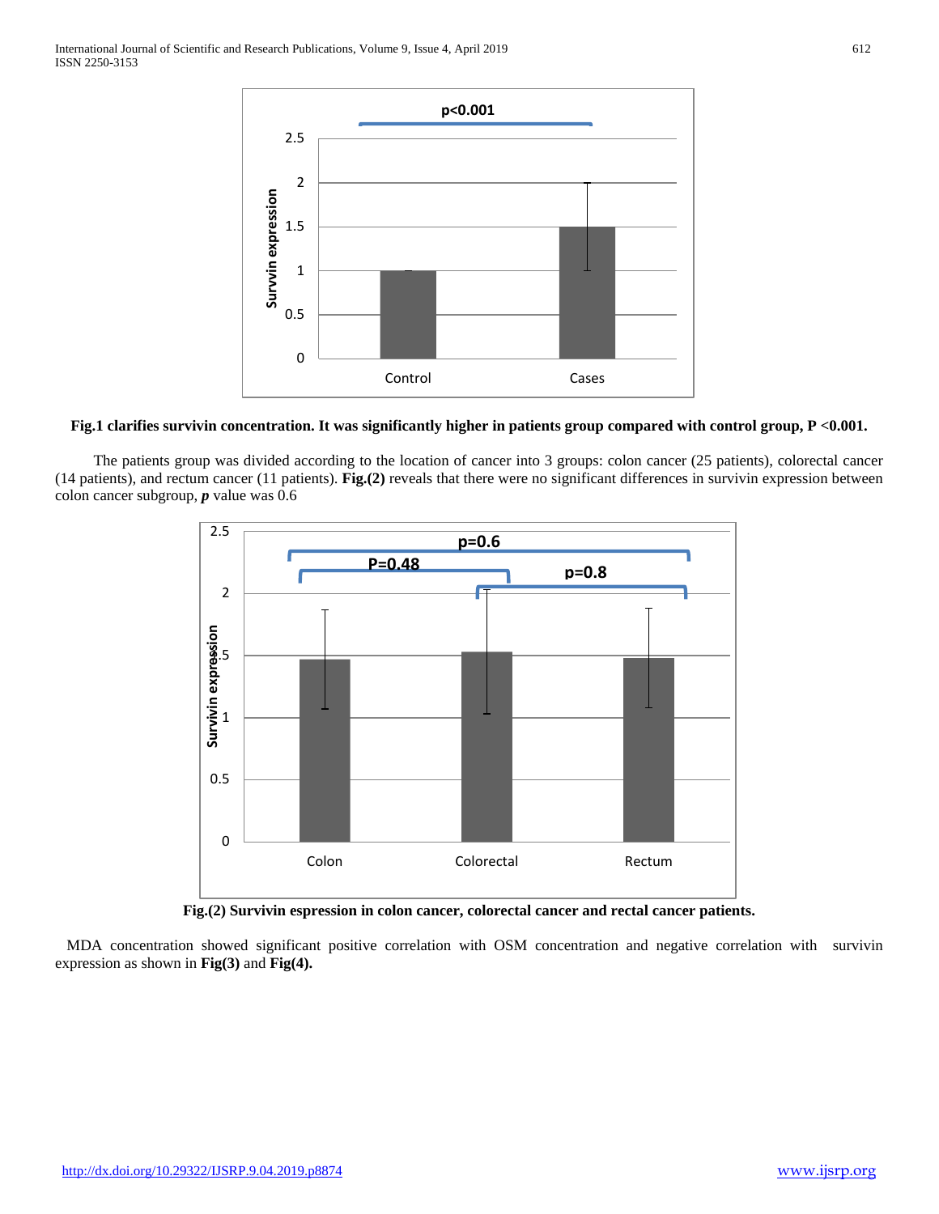**Fig.1 clarifies survivin concentration. It was significantly higher in patients group compared with control group, P <0.001.**

The patients group was divided according to the location of cancer into 3 groups: colon cancer (25 patients), colorectal cancer (14 patients), and rectum cancer (11 patients). **Fig.(2)** reveals that there were no significant differences in survivin expression between colon cancer subgroup, ***p*** value was 0.6

**Fig.(2) Survivin espression in colon cancer, colorectal cancer and rectal cancer patients.**

MDA concentration showed significant positive correlation with OSM concentration and negative correlation with survivin expression as shown in **Fig(3)** and **Fig(4).**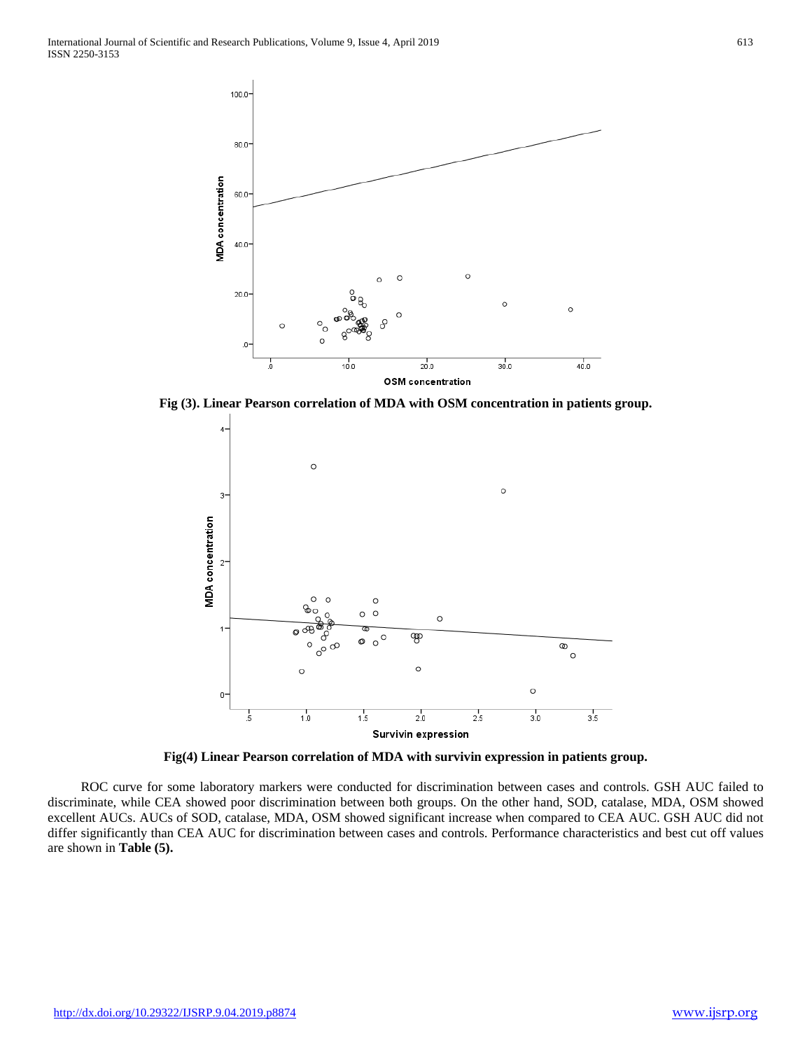Fig (3). Linear Pearson correlation of MDA with OSM concentration in patients group.

Fig(4) Linear Pearson correlation of MDA with survivin expression in patients group.

ROC curve for some laboratory markers were conducted for discrimination between cases and controls. GSH AUC failed to discriminate, while CEA showed poor discrimination between both groups. On the other hand, SOD, catalase, MDA, OSM showed excellent AUCs. AUCs of SOD, catalase, MDA, OSM showed significant increase when compared to CEA AUC. GSH AUC did not differ significantly than CEA AUC for discrimination between cases and controls. Performance characteristics and best cut off values are shown in **Table (5).**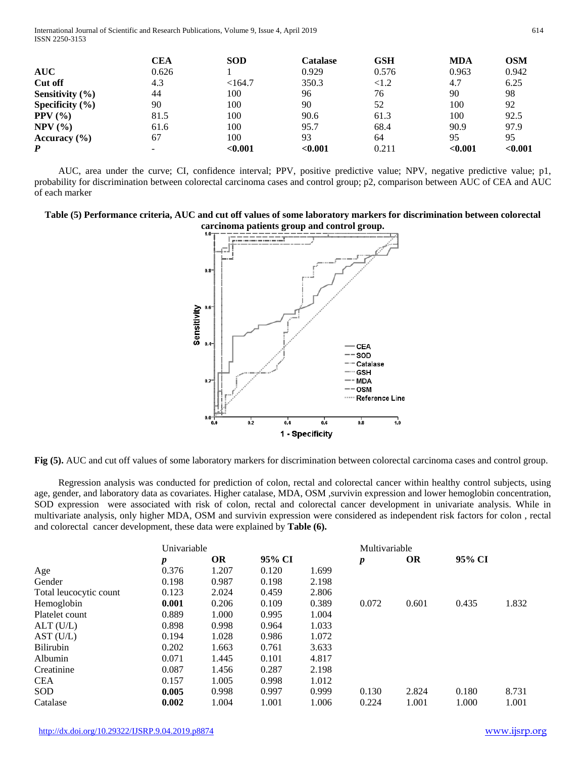| | CEA | SOD | Catalase | GSH | MDA | OSM |
|---|---|---|---|---|---|---|
| **AUC** | 0.626 | 1 | 0.929 | 0.576 | 0.963 | 0.942 |
| **Cut off** | 4.3 | <164.7 | 350.3 | <1.2 | 4.7 | 6.25 |
| **Sensitivity (%)** | 44 | 100 | 96 | 76 | 90 | 98 |
| **Specificity (%)** | 90 | 100 | 90 | 52 | 100 | 92 |
| **PPV (%)** | 81.5 | 100 | 90.6 | 61.3 | 100 | 92.5 |
| **NPV (%)** | 61.6 | 100 | 95.7 | 68.4 | 90.9 | 97.9 |
| **Accuracy (%)** | 67 | 100 | 93 | 64 | 95 | 95 |
| ***P*** | - | **<0.001** | **<0.001** | 0.211 | **<0.001** | **<0.001** |

AUC, area under the curve; CI, confidence interval; PPV, positive predictive value; NPV, negative predictive value; p1, probability for discrimination between colorectal carcinoma cases and control group; p2, comparison between AUC of CEA and AUC of each marker

**Table (5) Performance criteria, AUC and cut off values of some laboratory markers for discrimination between colorectal carcinoma patients group and control group.**

**Fig (5).** AUC and cut off values of some laboratory markers for discrimination between colorectal carcinoma cases and control group.

Regression analysis was conducted for prediction of colon, rectal and colorectal cancer within healthy control subjects, using age, gender, and laboratory data as covariates. Higher catalase, MDA, OSM ,survivin expression and lower hemoglobin concentration, SOD expression were associated with risk of colon, rectal and colorectal cancer development in univariate analysis. While in multivariate analysis, only higher MDA, OSM and survivin expression were considered as independent risk factors for colon , rectal and colorectal cancer development, these data were explained by **Table (6).**

| | Univariable | | | | Multivariable | | | |
|---|---|---|---|---|---|---|---|---|
| | ***p*** | **OR** | **95% CI** | | ***p*** | **OR** | **95% CI** | |
| Age | 0.376 | 1.207 | 0.120 | 1.699 | | | | |
| Gender | 0.198 | 0.987 | 0.198 | 2.198 | | | | |
| Total leucocytic count | 0.123 | 2.024 | 0.459 | 2.806 | | | | |
| Hemoglobin | **0.001** | 0.206 | 0.109 | 0.389 | 0.072 | 0.601 | 0.435 | 1.832 |
| Platelet count | 0.889 | 1.000 | 0.995 | 1.004 | | | | |
| ALT (U/L) | 0.898 | 0.998 | 0.964 | 1.033 | | | | |
| AST (U/L) | 0.194 | 1.028 | 0.986 | 1.072 | | | | |
| Bilirubin | 0.202 | 1.663 | 0.761 | 3.633 | | | | |
| Albumin | 0.071 | 1.445 | 0.101 | 4.817 | | | | |
| Creatinine | 0.087 | 1.456 | 0.287 | 2.198 | | | | |
| CEA | 0.157 | 1.005 | 0.998 | 1.012 | | | | |
| SOD | **0.005** | 0.998 | 0.997 | 0.999 | 0.130 | 2.824 | 0.180 | 8.731 |
| Catalase | **0.002** | 1.004 | 1.001 | 1.006 | 0.224 | 1.001 | 1.000 | 1.001 |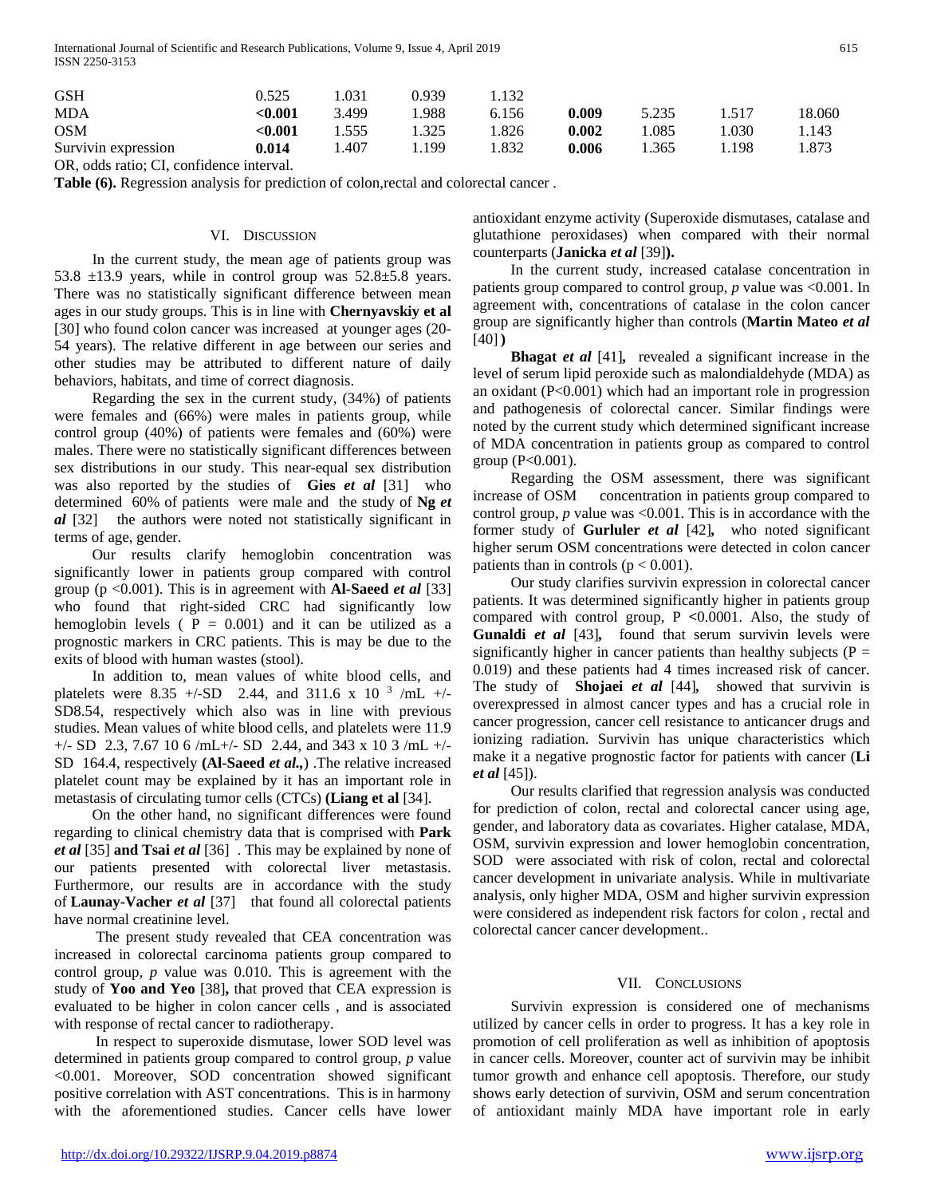| | | | | | | | | |
|---|---|---|---|---|---|---|---|---|
| GSH | 0.525 | 1.031 | 0.939 | 1.132 | | | | |
| MDA | **<0.001** | 3.499 | 1.988 | 6.156 | **0.009** | 5.235 | 1.517 | 18.060 |
| OSM | **<0.001** | 1.555 | 1.325 | 1.826 | **0.002** | 1.085 | 1.030 | 1.143 |
| Survivin expression | **0.014** | 1.407 | 1.199 | 1.832 | **0.006** | 1.365 | 1.198 | 1.873 |

OR, odds ratio; CI, confidence interval.

**Table (6).** Regression analysis for prediction of colon,rectal and colorectal cancer .

## VI. Discussion

In the current study, the mean age of patients group was 53.8 ±13.9 years, while in control group was 52.8±5.8 years. There was no statistically significant difference between mean ages in our study groups. This is in line with **Chernyavskiy et al** [30] who found colon cancer was increased at younger ages (20-54 years). The relative different in age between our series and other studies may be attributed to different nature of daily behaviors, habitats, and time of correct diagnosis.

Regarding the sex in the current study, (34%) of patients were females and (66%) were males in patients group, while control group (40%) of patients were females and (60%) were males. There were no statistically significant differences between sex distributions in our study. This near-equal sex distribution was also reported by the studies of **Gies *et al*** [31] who determined 60% of patients were male and the study of **Ng *et al*** [32] the authors were noted not statistically significant in terms of age, gender.

Our results clarify hemoglobin concentration was significantly lower in patients group compared with control group (p <0.001). This is in agreement with **Al-Saeed *et al*** [33] who found that right-sided CRC had significantly low hemoglobin levels ( P = 0.001) and it can be utilized as a prognostic markers in CRC patients. This is may be due to the exits of blood with human wastes (stool).

In addition to, mean values of white blood cells, and platelets were 8.35 +/-SD 2.44, and 311.6 x 10 $^{3}$ /mL +/- SD8.54, respectively which also was in line with previous studies. Mean values of white blood cells, and platelets were 11.9 +/- SD 2.3, 7.67 10 6 /mL+/- SD 2.44, and 343 x 10 3 /mL +/- SD 164.4, respectively **(Al-Saeed *et al.*,**) .The relative increased platelet count may be explained by it has an important role in metastasis of circulating tumor cells (CTCs) **(Liang et al** [34].

On the other hand, no significant differences were found regarding to clinical chemistry data that is comprised with **Park *et al*** [35] **and Tsai *et al*** [36] . This may be explained by none of our patients presented with colorectal liver metastasis. Furthermore, our results are in accordance with the study of **Launay-Vacher *et al*** [37] that found all colorectal patients have normal creatinine level.

The present study revealed that CEA concentration was increased in colorectal carcinoma patients group compared to control group, *p* value was 0.010. This is agreement with the study of **Yoo and Yeo** [38]**,** that proved that CEA expression is evaluated to be higher in colon cancer cells , and is associated with response of rectal cancer to radiotherapy.

In respect to superoxide dismutase, lower SOD level was determined in patients group compared to control group, *p* value <0.001. Moreover, SOD concentration showed significant positive correlation with AST concentrations. This is in harmony with the aforementioned studies. Cancer cells have lower antioxidant enzyme activity (Superoxide dismutases, catalase and glutathione peroxidases) when compared with their normal counterparts (**Janicka *et al*** [39]**).**

In the current study, increased catalase concentration in patients group compared to control group, *p* value was <0.001. In agreement with, concentrations of catalase in the colon cancer group are significantly higher than controls (**Martin Mateo *et al*** [40]**)**

**Bhagat *et al*** [41]**,** revealed a significant increase in the level of serum lipid peroxide such as malondialdehyde (MDA) as an oxidant (P<0.001) which had an important role in progression and pathogenesis of colorectal cancer. Similar findings were noted by the current study which determined significant increase of MDA concentration in patients group as compared to control group (P<0.001).

Regarding the OSM assessment, there was significant increase of OSM concentration in patients group compared to control group, *p* value was <0.001. This is in accordance with the former study of **Gurluler *et al*** [42]**,** who noted significant higher serum OSM concentrations were detected in colon cancer patients than in controls (p < 0.001).

Our study clarifies survivin expression in colorectal cancer patients. It was determined significantly higher in patients group compared with control group, P **<**0.0001. Also, the study of **Gunaldi *et al*** [43]**,** found that serum survivin levels were significantly higher in cancer patients than healthy subjects (P = 0.019) and these patients had 4 times increased risk of cancer. The study of **Shojaei *et al*** [44]**,** showed that survivin is overexpressed in almost cancer types and has a crucial role in cancer progression, cancer cell resistance to anticancer drugs and ionizing radiation. Survivin has unique characteristics which make it a negative prognostic factor for patients with cancer (**Li *et al*** [45]).

Our results clarified that regression analysis was conducted for prediction of colon, rectal and colorectal cancer using age, gender, and laboratory data as covariates. Higher catalase, MDA, OSM, survivin expression and lower hemoglobin concentration, SOD were associated with risk of colon, rectal and colorectal cancer development in univariate analysis. While in multivariate analysis, only higher MDA, OSM and higher survivin expression were considered as independent risk factors for colon , rectal and colorectal cancer cancer development..

## VII. Conclusions

Survivin expression is considered one of mechanisms utilized by cancer cells in order to progress. It has a key role in promotion of cell proliferation as well as inhibition of apoptosis in cancer cells. Moreover, counter act of survivin may be inhibit tumor growth and enhance cell apoptosis. Therefore, our study shows early detection of survivin, OSM and serum concentration of antioxidant mainly MDA have important role in early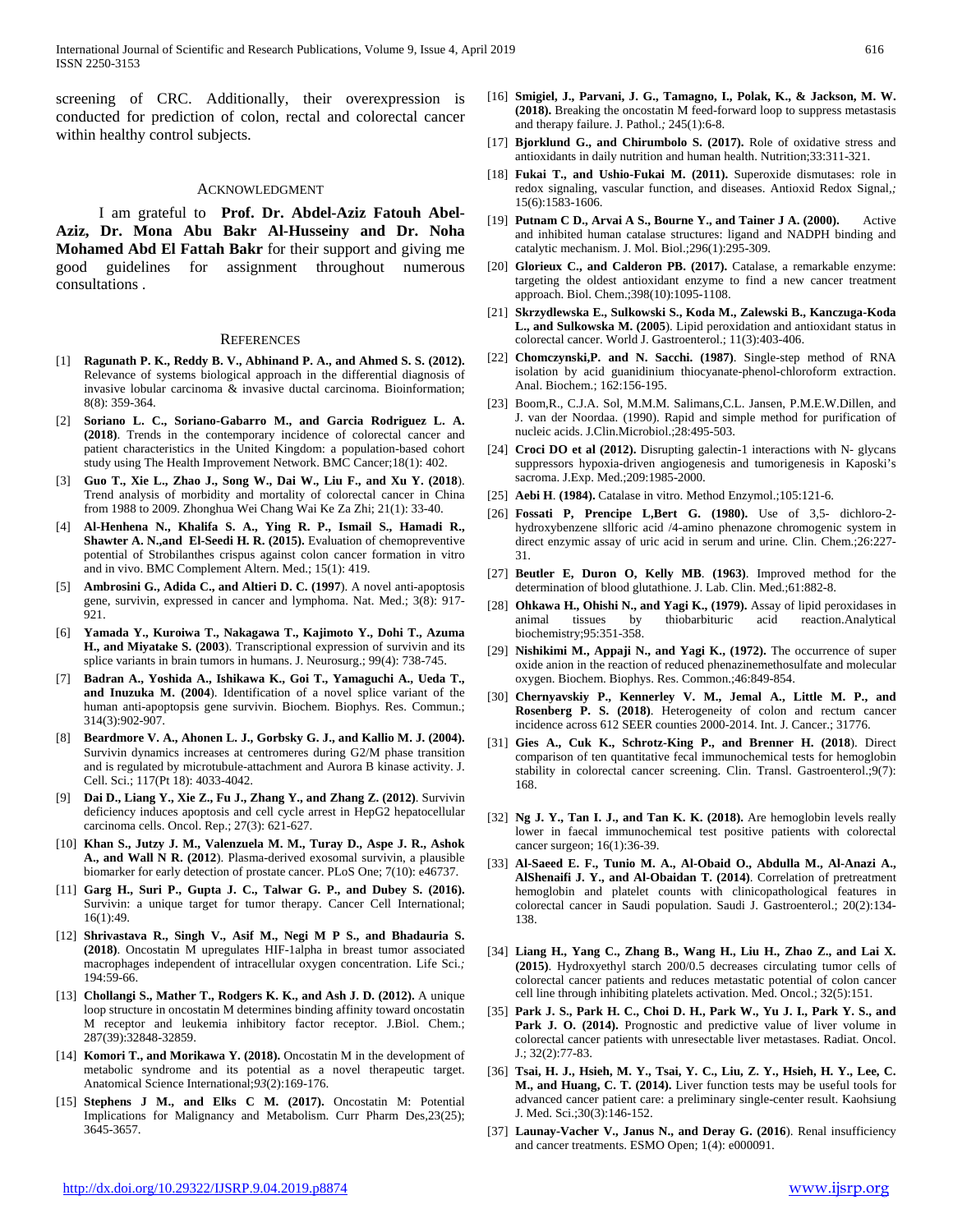screening of CRC. Additionally, their overexpression is conducted for prediction of colon, rectal and colorectal cancer within healthy control subjects.

## Acknowledgment

I am grateful to **Prof. Dr. Abdel-Aziz Fatouh Abel-Aziz, Dr. Mona Abu Bakr Al-Husseiny and Dr. Noha Mohamed Abd El Fattah Bakr** for their support and giving me good guidelines for assignment throughout numerous consultations .

## References

[1] **Ragunath P. K., Reddy B. V., Abhinand P. A., and Ahmed S. S. (2012).** Relevance of systems biological approach in the differential diagnosis of invasive lobular carcinoma & invasive ductal carcinoma. Bioinformation; 8(8): 359-364.

[2] **Soriano L. C., Soriano-Gabarro M., and Garcia Rodriguez L. A. (2018)**. Trends in the contemporary incidence of colorectal cancer and patient characteristics in the United Kingdom: a population-based cohort study using The Health Improvement Network. BMC Cancer;18(1): 402.

[3] **Guo T., Xie L., Zhao J., Song W., Dai W., Liu F., and Xu Y. (2018**). Trend analysis of morbidity and mortality of colorectal cancer in China from 1988 to 2009. Zhonghua Wei Chang Wai Ke Za Zhi; 21(1): 33-40.

[4] **Al-Henhena N., Khalifa S. A., Ying R. P., Ismail S., Hamadi R., Shawter A. N.,and El-Seedi H. R. (2015).** Evaluation of chemopreventive potential of Strobilanthes crispus against colon cancer formation in vitro and in vivo. BMC Complement Altern. Med.; 15(1): 419.

[5] **Ambrosini G., Adida C., and Altieri D. C. (1997**). A novel anti-apoptosis gene, survivin, expressed in cancer and lymphoma. Nat. Med.; 3(8): 917-921.

[6] **Yamada Y., Kuroiwa T., Nakagawa T., Kajimoto Y., Dohi T., Azuma H., and Miyatake S. (2003**). Transcriptional expression of survivin and its splice variants in brain tumors in humans. J. Neurosurg.; 99(4): 738-745.

[7] **Badran A., Yoshida A., Ishikawa K., Goi T., Yamaguchi A., Ueda T., and Inuzuka M. (2004**). Identification of a novel splice variant of the human anti-apoptopsis gene survivin. Biochem. Biophys. Res. Commun.; 314(3):902-907.

[8] **Beardmore V. A., Ahonen L. J., Gorbsky G. J., and Kallio M. J. (2004).** Survivin dynamics increases at centromeres during G2/M phase transition and is regulated by microtubule-attachment and Aurora B kinase activity. J. Cell. Sci.; 117(Pt 18): 4033-4042.

[9] **Dai D., Liang Y., Xie Z., Fu J., Zhang Y., and Zhang Z. (2012)**. Survivin deficiency induces apoptosis and cell cycle arrest in HepG2 hepatocellular carcinoma cells. Oncol. Rep.; 27(3): 621-627.

[10] **Khan S., Jutzy J. M., Valenzuela M. M., Turay D., Aspe J. R., Ashok A., and Wall N R. (2012**). Plasma-derived exosomal survivin, a plausible biomarker for early detection of prostate cancer. PLoS One; 7(10): e46737.

[11] **Garg H., Suri P., Gupta J. C., Talwar G. P., and Dubey S. (2016).** Survivin: a unique target for tumor therapy. Cancer Cell International; 16(1):49.

[12] **Shrivastava R., Singh V., Asif M., Negi M P S., and Bhadauria S. (2018)**. Oncostatin M upregulates HIF-1alpha in breast tumor associated macrophages independent of intracellular oxygen concentration. Life Sci.; 194:59-66.

[13] **Chollangi S., Mather T., Rodgers K. K., and Ash J. D. (2012).** A unique loop structure in oncostatin M determines binding affinity toward oncostatin M receptor and leukemia inhibitory factor receptor. J.Biol. Chem.; 287(39):32848-32859.

[14] **Komori T., and Morikawa Y. (2018).** Oncostatin M in the development of metabolic syndrome and its potential as a novel therapeutic target. Anatomical Science International;93(2):169-176.

[15] **Stephens J M., and Elks C M. (2017).** Oncostatin M: Potential Implications for Malignancy and Metabolism. Curr Pharm Des,23(25); 3645-3657.

[16] **Smigiel, J., Parvani, J. G., Tamagno, I., Polak, K., & Jackson, M. W. (2018).** Breaking the oncostatin M feed-forward loop to suppress metastasis and therapy failure. J. Pathol.; 245(1):6-8.

[17] **Bjorklund G., and Chirumbolo S. (2017).** Role of oxidative stress and antioxidants in daily nutrition and human health. Nutrition;33:311-321.

[18] **Fukai T., and Ushio-Fukai M. (2011).** Superoxide dismutases: role in redox signaling, vascular function, and diseases. Antioxid Redox Signal,; 15(6):1583-1606.

[19] **Putnam C D., Arvai A S., Bourne Y., and Tainer J A. (2000).** Active and inhibited human catalase structures: ligand and NADPH binding and catalytic mechanism. J. Mol. Biol.;296(1):295-309.

[20] **Glorieux C., and Calderon PB. (2017).** Catalase, a remarkable enzyme: targeting the oldest antioxidant enzyme to find a new cancer treatment approach. Biol. Chem.;398(10):1095-1108.

[21] **Skrzydlewska E., Sulkowski S., Koda M., Zalewski B., Kanczuga-Koda L., and Sulkowska M. (2005**). Lipid peroxidation and antioxidant status in colorectal cancer. World J. Gastroenterol.; 11(3):403-406.

[22] **Chomczynski,P. and N. Sacchi. (1987)**. Single-step method of RNA isolation by acid guanidinium thiocyanate-phenol-chloroform extraction. Anal. Biochem.; 162:156-195.

[23] Boom,R., C.J.A. Sol, M.M.M. Salimans,C.L. Jansen, P.M.E.W.Dillen, and J. van der Noordaa. (1990). Rapid and simple method for purification of nucleic acids. J.Clin.Microbiol.;28:495-503.

[24] **Croci DO et al (2012).** Disrupting galectin-1 interactions with N- glycans suppressors hypoxia-driven angiogenesis and tumorigenesis in Kaposki's sacroma. J.Exp. Med.;209:1985-2000.

[25] **Aebi H**. **(1984).** Catalase in vitro. Method Enzymol.;105:121-6.

[26] **Fossati P, Prencipe L,Bert G. (1980).** Use of 3,5- dichloro-2-hydroxybenzene sllforic acid /4-amino phenazone chromogenic system in direct enzymic assay of uric acid in serum and urine. Clin. Chem.;26:227-31.

[27] **Beutler E, Duron O, Kelly MB**. **(1963)**. Improved method for the determination of blood glutathione. J. Lab. Clin. Med.;61:882-8.

[28] **Ohkawa H., Ohishi N., and Yagi K., (1979).** Assay of lipid peroxidases in animal tissues by thiobarbituric acid reaction.Analytical biochemistry;95:351-358.

[29] **Nishikimi M., Appaji N., and Yagi K., (1972).** The occurrence of super oxide anion in the reaction of reduced phenazinemethosulfate and molecular oxygen. Biochem. Biophys. Res. Common.;46:849-854.

[30] **Chernyavskiy P., Kennerley V. M., Jemal A., Little M. P., and Rosenberg P. S. (2018)**. Heterogeneity of colon and rectum cancer incidence across 612 SEER counties 2000-2014. Int. J. Cancer.; 31776.

[31] **Gies A., Cuk K., Schrotz-King P., and Brenner H. (2018**). Direct comparison of ten quantitative fecal immunochemical tests for hemoglobin stability in colorectal cancer screening. Clin. Transl. Gastroenterol.;9(7): 168.

[32] **Ng J. Y., Tan I. J., and Tan K. K. (2018).** Are hemoglobin levels really lower in faecal immunochemical test positive patients with colorectal cancer surgeon; 16(1):36-39.

[33] **Al-Saeed E. F., Tunio M. A., Al-Obaid O., Abdulla M., Al-Anazi A., AlShenaifi J. Y., and Al-Obaidan T. (2014)**. Correlation of pretreatment hemoglobin and platelet counts with clinicopathological features in colorectal cancer in Saudi population. Saudi J. Gastroenterol.; 20(2):134-138.

[34] **Liang H., Yang C., Zhang B., Wang H., Liu H., Zhao Z., and Lai X. (2015)**. Hydroxyethyl starch 200/0.5 decreases circulating tumor cells of colorectal cancer patients and reduces metastatic potential of colon cancer cell line through inhibiting platelets activation. Med. Oncol.; 32(5):151.

[35] **Park J. S., Park H. C., Choi D. H., Park W., Yu J. I., Park Y. S., and Park J. O. (2014).** Prognostic and predictive value of liver volume in colorectal cancer patients with unresectable liver metastases. Radiat. Oncol. J.; 32(2):77-83.

[36] **Tsai, H. J., Hsieh, M. Y., Tsai, Y. C., Liu, Z. Y., Hsieh, H. Y., Lee, C. M., and Huang, C. T. (2014).** Liver function tests may be useful tools for advanced cancer patient care: a preliminary single-center result. Kaohsiung J. Med. Sci.;30(3):146-152.

[37] **Launay-Vacher V., Janus N., and Deray G. (2016**). Renal insufficiency and cancer treatments. ESMO Open; 1(4): e000091.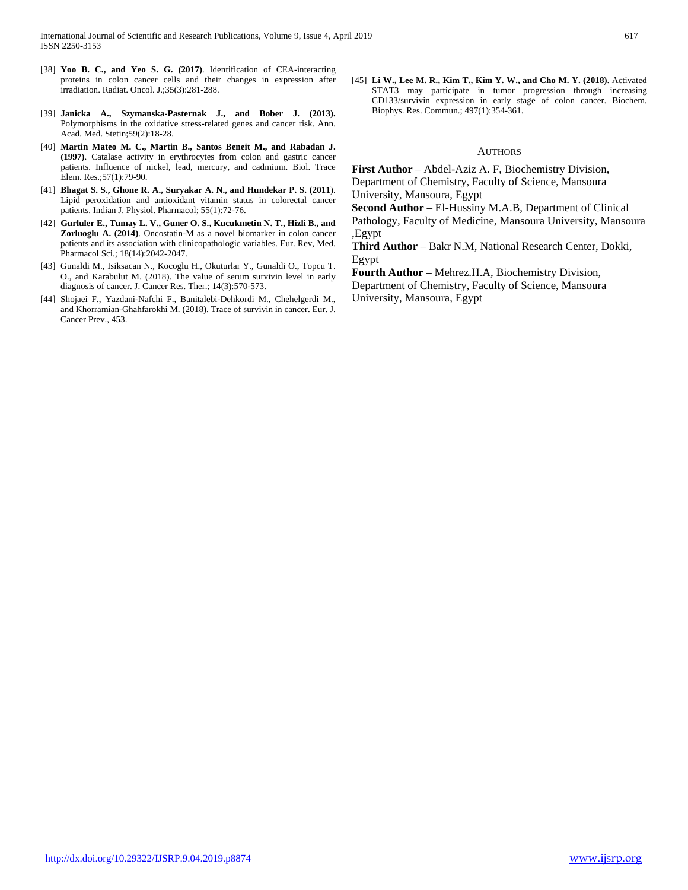[38] **Yoo B. C., and Yeo S. G. (2017)**. Identification of CEA-interacting proteins in colon cancer cells and their changes in expression after irradiation. Radiat. Oncol. J.;35(3):281-288.

[39] **Janicka A., Szymanska-Pasternak J., and Bober J. (2013).** Polymorphisms in the oxidative stress-related genes and cancer risk. Ann. Acad. Med. Stetin;59(2):18-28.

[40] **Martin Mateo M. C., Martin B., Santos Beneit M., and Rabadan J. (1997)**. Catalase activity in erythrocytes from colon and gastric cancer patients. Influence of nickel, lead, mercury, and cadmium. Biol. Trace Elem. Res.;57(1):79-90.

[41] **Bhagat S. S., Ghone R. A., Suryakar A. N., and Hundekar P. S. (2011**). Lipid peroxidation and antioxidant vitamin status in colorectal cancer patients. Indian J. Physiol. Pharmacol; 55(1):72-76.

[42] **Gurluler E., Tumay L. V., Guner O. S., Kucukmetin N. T., Hizli B., and Zorluoglu A. (2014)**. Oncostatin-M as a novel biomarker in colon cancer patients and its association with clinicopathologic variables. Eur. Rev, Med. Pharmacol Sci.; 18(14):2042-2047.

[43] Gunaldi M., Isiksacan N., Kocoglu H., Okuturlar Y., Gunaldi O., Topcu T. O., and Karabulut M. (2018). The value of serum survivin level in early diagnosis of cancer. J. Cancer Res. Ther.; 14(3):570-573.

[44] Shojaei F., Yazdani-Nafchi F., Banitalebi-Dehkordi M., Chehelgerdi M., and Khorramian-Ghahfarokhi M. (2018). Trace of survivin in cancer. Eur. J. Cancer Prev., 453.

[45] **Li W., Lee M. R., Kim T., Kim Y. W., and Cho M. Y. (2018)**. Activated STAT3 may participate in tumor progression through increasing CD133/survivin expression in early stage of colon cancer. Biochem. Biophys. Res. Commun.; 497(1):354-361.

## AUTHORS

**First Author** – Abdel-Aziz A. F, Biochemistry Division, Department of Chemistry, Faculty of Science, Mansoura University, Mansoura, Egypt

**Second Author** – El-Hussiny M.A.B, Department of Clinical Pathology, Faculty of Medicine, Mansoura University, Mansoura ,Egypt

**Third Author** – Bakr N.M, National Research Center, Dokki, Egypt

**Fourth Author** – Mehrez.H.A, Biochemistry Division, Department of Chemistry, Faculty of Science, Mansoura University, Mansoura, Egypt